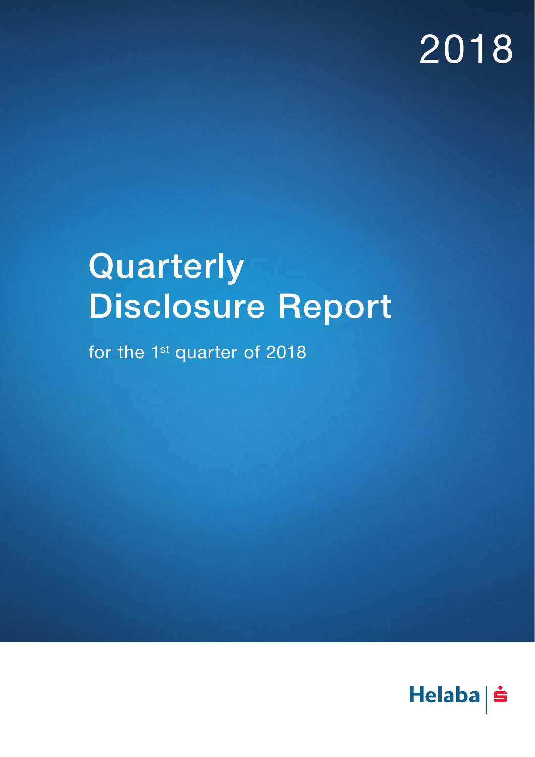2018

# Quarterly Disclosure Report

for the 1st quarter of 2018

Helaba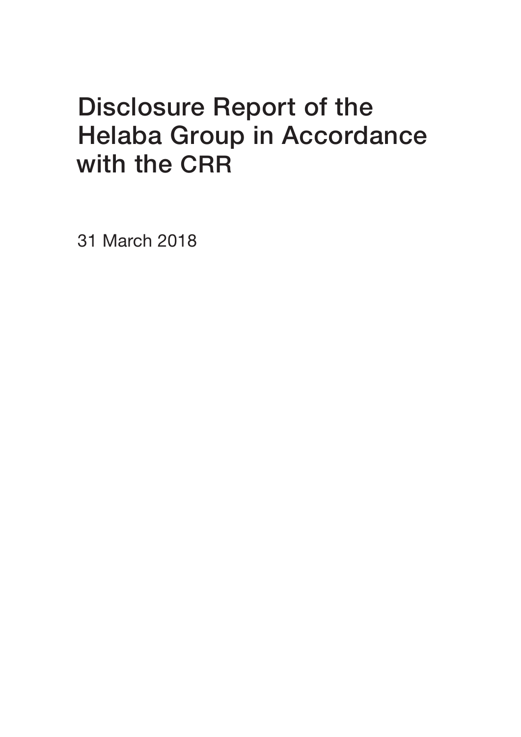# Disclosure Report of the Helaba Group in Accordance with the CRR

31 March 2018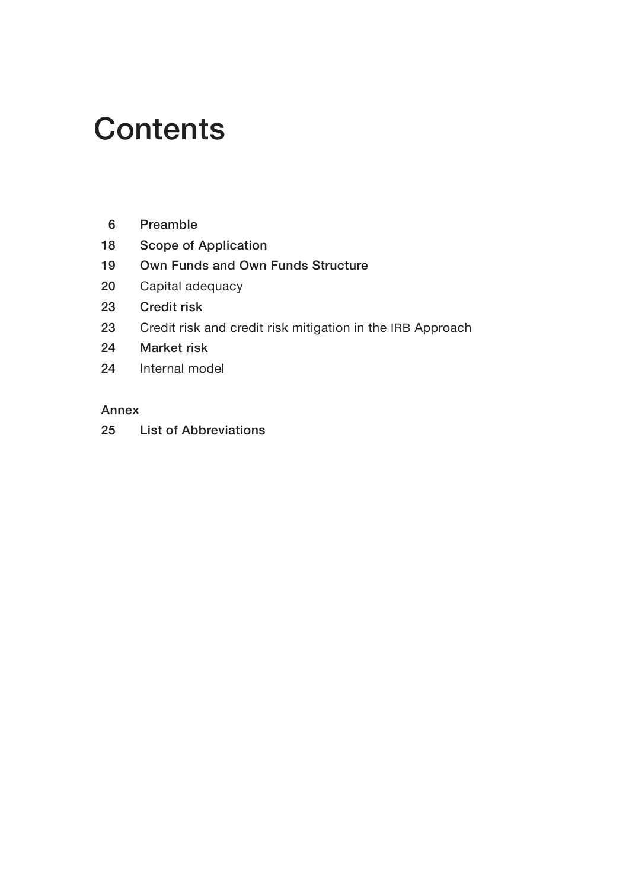# Contents

| | |
|---|---|
| 6 | **Preamble** |
| 18 | **Scope of Application** |
| 19 | **Own Funds and Own Funds Structure** |
| 20 | Capital adequacy |
| 23 | **Credit risk** |
| 23 | Credit risk and credit risk mitigation in the IRB Approach |
| 24 | **Market risk** |
| 24 | Internal model |

**Annex**

| | |
|---|---|
| 25 | **List of Abbreviations** |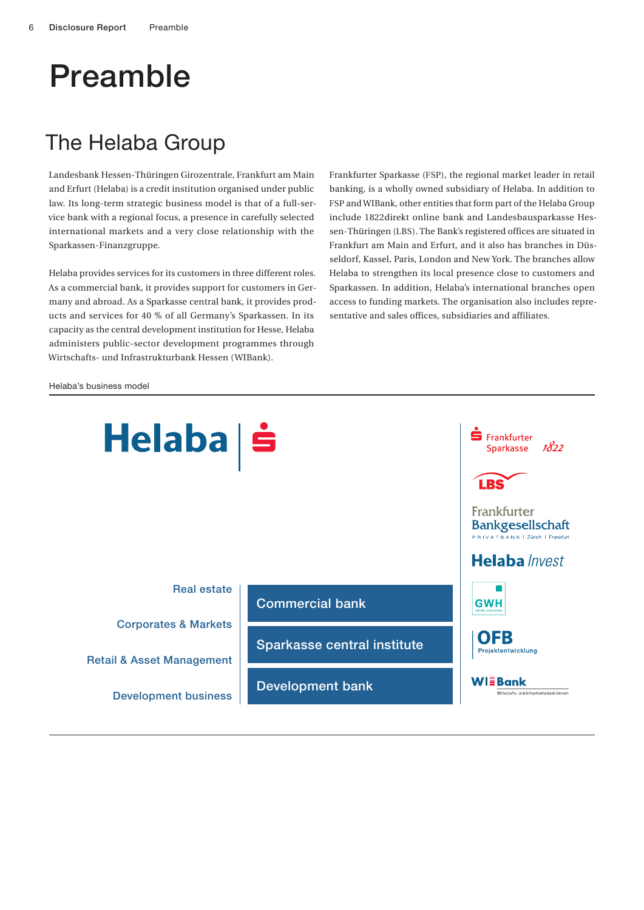# Preamble

## The Helaba Group

Landesbank Hessen-Thüringen Girozentrale, Frankfurt am Main and Erfurt (Helaba) is a credit institution organised under public law. Its long-term strategic business model is that of a full-service bank with a regional focus, a presence in carefully selected international markets and a very close relationship with the Sparkassen-Finanzgruppe.

Helaba provides services for its customers in three different roles. As a commercial bank, it provides support for customers in Germany and abroad. As a Sparkasse central bank, it provides products and services for 40 % of all Germany's Sparkassen. In its capacity as the central development institution for Hesse, Helaba administers public-sector development programmes through Wirtschafts- und Infrastrukturbank Hessen (WIBank).

Frankfurter Sparkasse (FSP), the regional market leader in retail banking, is a wholly owned subsidiary of Helaba. In addition to FSP and WIBank, other entities that form part of the Helaba Group include 1822direkt online bank and Landesbausparkasse Hessen-Thüringen (LBS). The Bank's registered offices are situated in Frankfurt am Main and Erfurt, and it also has branches in Düsseldorf, Kassel, Paris, London and New York. The branches allow Helaba to strengthen its local presence close to customers and Sparkassen. In addition, Helaba's international branches open access to funding markets. The organisation also includes representative and sales offices, subsidiaries and affiliates.

Helaba's business model

Helaba

Real estate

Corporates & Markets

Retail & Asset Management

Development business

Commercial bank

Sparkasse central institute

Development bank

Frankfurter Sparkasse 1822

LBS

Frankfurter Bankgesellschaft PRIVATBANK | Zürich | Frankfurt

Helaba Invest

GWH

OFB Projektentwicklung

WIBank Wirtschafts- und Infrastrukturbank Hessen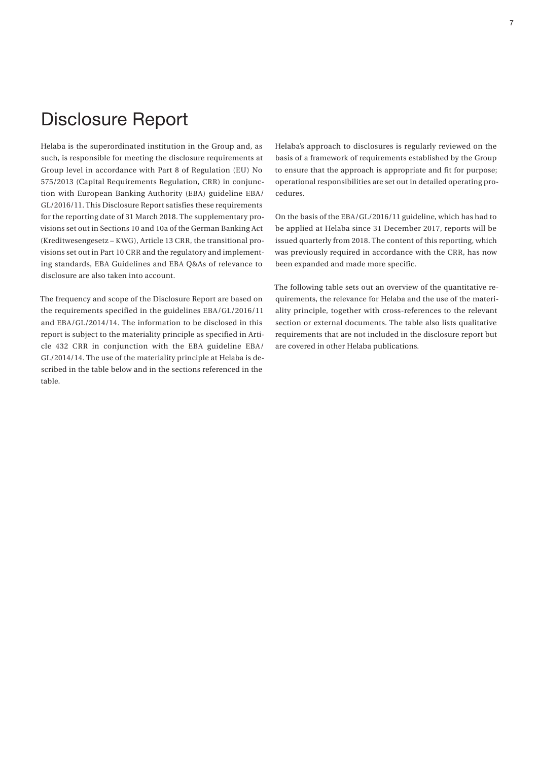# Disclosure Report

Helaba is the superordinated institution in the Group and, as such, is responsible for meeting the disclosure requirements at Group level in accordance with Part 8 of Regulation (EU) No 575/2013 (Capital Requirements Regulation, CRR) in conjunction with European Banking Authority (EBA) guideline EBA/GL/2016/11. This Disclosure Report satisfies these requirements for the reporting date of 31 March 2018. The supplementary provisions set out in Sections 10 and 10a of the German Banking Act (Kreditwesengesetz – KWG), Article 13 CRR, the transitional provisions set out in Part 10 CRR and the regulatory and implementing standards, EBA Guidelines and EBA Q&As of relevance to disclosure are also taken into account.

The frequency and scope of the Disclosure Report are based on the requirements specified in the guidelines EBA/GL/2016/11 and EBA/GL/2014/14. The information to be disclosed in this report is subject to the materiality principle as specified in Article 432 CRR in conjunction with the EBA guideline EBA/GL/2014/14. The use of the materiality principle at Helaba is described in the table below and in the sections referenced in the table.

Helaba's approach to disclosures is regularly reviewed on the basis of a framework of requirements established by the Group to ensure that the approach is appropriate and fit for purpose; operational responsibilities are set out in detailed operating procedures.

On the basis of the EBA/GL/2016/11 guideline, which has had to be applied at Helaba since 31 December 2017, reports will be issued quarterly from 2018. The content of this reporting, which was previously required in accordance with the CRR, has now been expanded and made more specific.

The following table sets out an overview of the quantitative requirements, the relevance for Helaba and the use of the materiality principle, together with cross-references to the relevant section or external documents. The table also lists qualitative requirements that are not included in the disclosure report but are covered in other Helaba publications.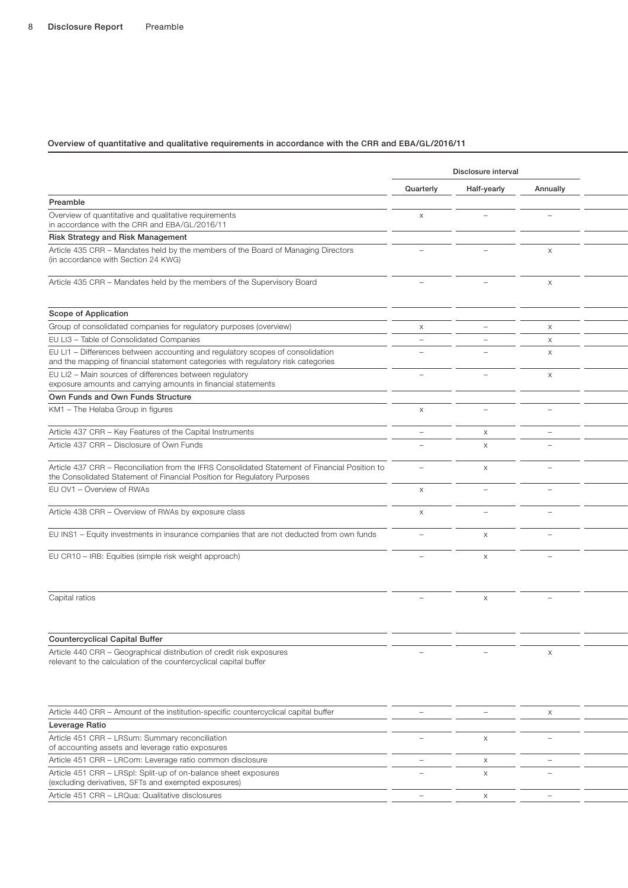## Overview of quantitative and qualitative requirements in accordance with the CRR and EBA/GL/2016/11

| | Disclosure interval | | |
|---|---|---|---|
| | Quarterly | Half-yearly | Annually |
| **Preamble** | | | |
| Overview of quantitative and qualitative requirements in accordance with the CRR and EBA/GL/2016/11 | x | – | – |
| **Risk Strategy and Risk Management** | | | |
| Article 435 CRR – Mandates held by the members of the Board of Managing Directors (in accordance with Section 24 KWG) | – | – | x |
| Article 435 CRR – Mandates held by the members of the Supervisory Board | – | – | x |
| **Scope of Application** | | | |
| Group of consolidated companies for regulatory purposes (overview) | x | – | x |
| EU LI3 – Table of Consolidated Companies | – | – | x |
| EU LI1 – Differences between accounting and regulatory scopes of consolidation and the mapping of financial statement categories with regulatory risk categories | – | – | x |
| EU LI2 – Main sources of differences between regulatory exposure amounts and carrying amounts in financial statements | – | – | x |
| **Own Funds and Own Funds Structure** | | | |
| KM1 – The Helaba Group in figures | x | – | – |
| Article 437 CRR – Key Features of the Capital Instruments | – | x | – |
| Article 437 CRR – Disclosure of Own Funds | – | x | – |
| Article 437 CRR – Reconciliation from the IFRS Consolidated Statement of Financial Position to the Consolidated Statement of Financial Position for Regulatory Purposes | – | x | – |
| EU OV1 – Overview of RWAs | x | – | – |
| Article 438 CRR – Overview of RWAs by exposure class | x | – | – |
| EU INS1 – Equity investments in insurance companies that are not deducted from own funds | – | x | – |
| EU CR10 – IRB: Equities (simple risk weight approach) | – | x | – |
| Capital ratios | – | x | – |
| **Countercyclical Capital Buffer** | | | |
| Article 440 CRR – Geographical distribution of credit risk exposures relevant to the calculation of the countercyclical capital buffer | – | – | x |
| Article 440 CRR – Amount of the institution-specific countercyclical capital buffer | – | – | x |
| **Leverage Ratio** | | | |
| Article 451 CRR – LRSum: Summary reconciliation of accounting assets and leverage ratio exposures | – | x | – |
| Article 451 CRR – LRCom: Leverage ratio common disclosure | – | x | – |
| Article 451 CRR – LRSpl: Split-up of on-balance sheet exposures (excluding derivatives, SFTs and exempted exposures) | – | x | – |
| Article 451 CRR – LRQua: Qualitative disclosures | – | x | – |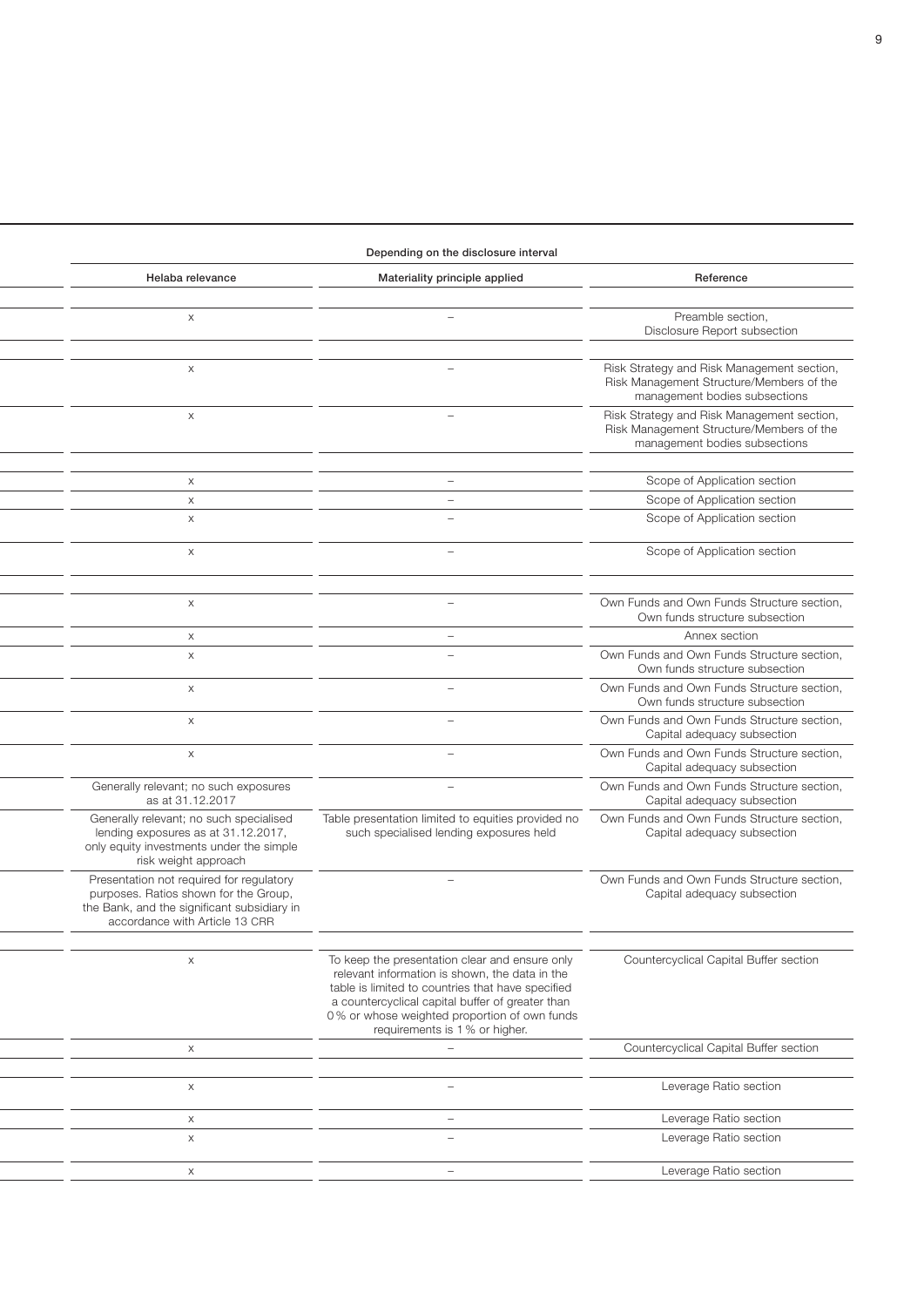| Depending on the disclosure interval | | |
|---|---|---|
| Helaba relevance | Materiality principle applied | Reference |
| | | |
| x | – | Preamble section, Disclosure Report subsection |
| | | |
| x | – | Risk Strategy and Risk Management section, Risk Management Structure/Members of the management bodies subsections |
| x | – | Risk Strategy and Risk Management section, Risk Management Structure/Members of the management bodies subsections |
| | | |
| x | – | Scope of Application section |
| x | – | Scope of Application section |
| x | – | Scope of Application section |
| x | – | Scope of Application section |
| | | |
| x | – | Own Funds and Own Funds Structure section, Own funds structure subsection |
| x | – | Annex section |
| x | – | Own Funds and Own Funds Structure section, Own funds structure subsection |
| x | – | Own Funds and Own Funds Structure section, Own funds structure subsection |
| x | – | Own Funds and Own Funds Structure section, Capital adequacy subsection |
| x | – | Own Funds and Own Funds Structure section, Capital adequacy subsection |
| Generally relevant; no such exposures as at 31.12.2017 | – | Own Funds and Own Funds Structure section, Capital adequacy subsection |
| Generally relevant; no such specialised lending exposures as at 31.12.2017, only equity investments under the simple risk weight approach | Table presentation limited to equities provided no such specialised lending exposures held | Own Funds and Own Funds Structure section, Capital adequacy subsection |
| Presentation not required for regulatory purposes. Ratios shown for the Group, the Bank, and the significant subsidiary in accordance with Article 13 CRR | – | Own Funds and Own Funds Structure section, Capital adequacy subsection |
| | | |
| x | To keep the presentation clear and ensure only relevant information is shown, the data in the table is limited to countries that have specified a countercyclical capital buffer of greater than 0% or whose weighted proportion of own funds requirements is 1% or higher. | Countercyclical Capital Buffer section |
| x | – | Countercyclical Capital Buffer section |
| | | |
| x | – | Leverage Ratio section |
| x | – | Leverage Ratio section |
| x | – | Leverage Ratio section |
| x | – | Leverage Ratio section |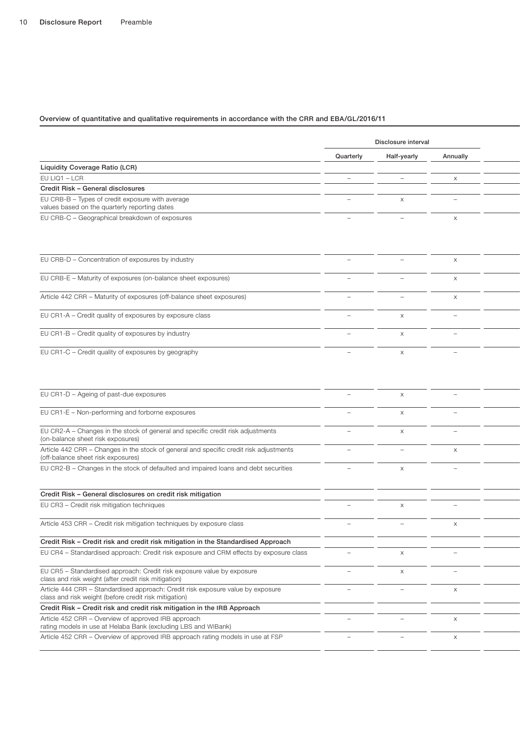### Overview of quantitative and qualitative requirements in accordance with the CRR and EBA/GL/2016/11

| | Disclosure interval | | | |
|---|---|---|---|---|
| | Quarterly | Half-yearly | Annually | |
| **Liquidity Coverage Ratio (LCR)** | | | | |
| EU LIQ1 – LCR | – | – | x | |
| **Credit Risk – General disclosures** | | | | |
| EU CRB-B – Types of credit exposure with average values based on the quarterly reporting dates | – | x | – | |
| EU CRB-C – Geographical breakdown of exposures | – | – | x | |
| EU CRB-D – Concentration of exposures by industry | – | – | x | |
| EU CRB-E – Maturity of exposures (on-balance sheet exposures) | – | – | x | |
| Article 442 CRR – Maturity of exposures (off-balance sheet exposures) | – | – | x | |
| EU CR1-A – Credit quality of exposures by exposure class | – | x | – | |
| EU CR1-B – Credit quality of exposures by industry | – | x | – | |
| EU CR1-C – Credit quality of exposures by geography | – | x | – | |
| EU CR1-D – Ageing of past-due exposures | – | x | – | |
| EU CR1-E – Non-performing and forborne exposures | – | x | – | |
| EU CR2-A – Changes in the stock of general and specific credit risk adjustments (on-balance sheet risk exposures) | – | x | – | |
| Article 442 CRR – Changes in the stock of general and specific credit risk adjustments (off-balance sheet risk exposures) | – | – | x | |
| EU CR2-B – Changes in the stock of defaulted and impaired loans and debt securities | – | x | – | |
| **Credit Risk – General disclosures on credit risk mitigation** | | | | |
| EU CR3 – Credit risk mitigation techniques | – | x | – | |
| Article 453 CRR – Credit risk mitigation techniques by exposure class | – | – | x | |
| **Credit Risk – Credit risk and credit risk mitigation in the Standardised Approach** | | | | |
| EU CR4 – Standardised approach: Credit risk exposure and CRM effects by exposure class | – | x | – | |
| EU CR5 – Standardised approach: Credit risk exposure value by exposure class and risk weight (after credit risk mitigation) | – | x | – | |
| Article 444 CRR – Standardised approach: Credit risk exposure value by exposure class and risk weight (before credit risk mitigation) | – | – | x | |
| **Credit Risk – Credit risk and credit risk mitigation in the IRB Approach** | | | | |
| Article 452 CRR – Overview of approved IRB approach rating models in use at Helaba Bank (excluding LBS and WIBank) | – | – | x | |
| Article 452 CRR – Overview of approved IRB approach rating models in use at FSP | – | – | x | |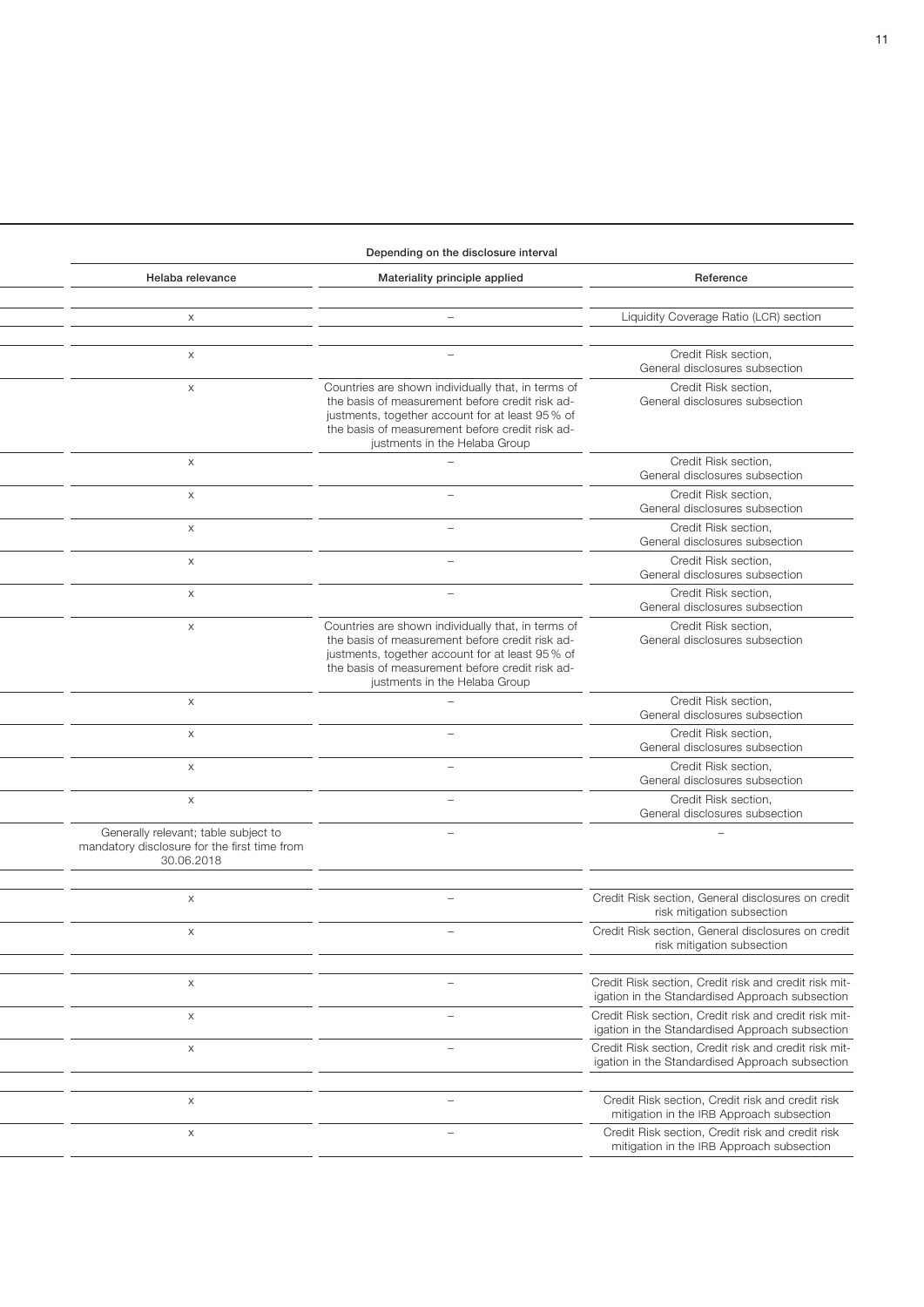| Depending on the disclosure interval | | |
|---|---|---|
| Helaba relevance | Materiality principle applied | Reference |
| | | |
| x | – | Liquidity Coverage Ratio (LCR) section |
| | | |
| x | – | Credit Risk section, General disclosures subsection |
| x | Countries are shown individually that, in terms of the basis of measurement before credit risk adjustments, together account for at least 95 % of the basis of measurement before credit risk adjustments in the Helaba Group | Credit Risk section, General disclosures subsection |
| x | – | Credit Risk section, General disclosures subsection |
| x | – | Credit Risk section, General disclosures subsection |
| x | – | Credit Risk section, General disclosures subsection |
| x | – | Credit Risk section, General disclosures subsection |
| x | – | Credit Risk section, General disclosures subsection |
| x | Countries are shown individually that, in terms of the basis of measurement before credit risk adjustments, together account for at least 95 % of the basis of measurement before credit risk adjustments in the Helaba Group | Credit Risk section, General disclosures subsection |
| x | – | Credit Risk section, General disclosures subsection |
| x | – | Credit Risk section, General disclosures subsection |
| x | – | Credit Risk section, General disclosures subsection |
| x | – | Credit Risk section, General disclosures subsection |
| Generally relevant; table subject to mandatory disclosure for the first time from 30.06.2018 | – | – |
| | | |
| x | – | Credit Risk section, General disclosures on credit risk mitigation subsection |
| x | – | Credit Risk section, General disclosures on credit risk mitigation subsection |
| | | |
| x | – | Credit Risk section, Credit risk and credit risk mitigation in the Standardised Approach subsection |
| x | – | Credit Risk section, Credit risk and credit risk mitigation in the Standardised Approach subsection |
| x | – | Credit Risk section, Credit risk and credit risk mitigation in the Standardised Approach subsection |
| | | |
| x | – | Credit Risk section, Credit risk and credit risk mitigation in the IRB Approach subsection |
| x | – | Credit Risk section, Credit risk and credit risk mitigation in the IRB Approach subsection |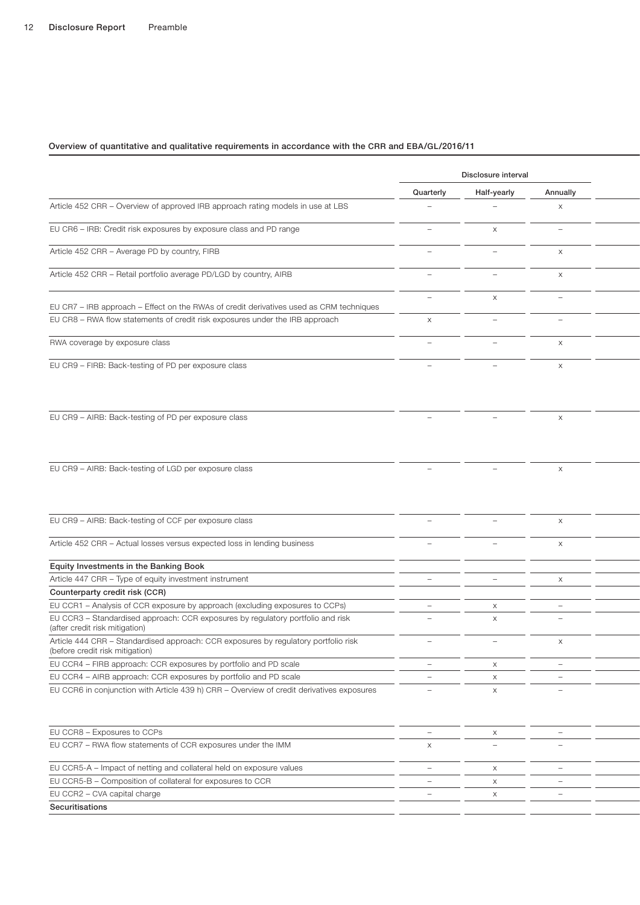**Overview of quantitative and qualitative requirements in accordance with the CRR and EBA/GL/2016/11**

| | Disclosure interval | | | |
|---|---|---|---|---|
| | Quarterly | Half-yearly | Annually | |
| Article 452 CRR – Overview of approved IRB approach rating models in use at LBS | – | – | x | |
| EU CR6 – IRB: Credit risk exposures by exposure class and PD range | – | x | – | |
| Article 452 CRR – Average PD by country, FIRB | – | – | x | |
| Article 452 CRR – Retail portfolio average PD/LGD by country, AIRB | – | – | x | |
| EU CR7 – IRB approach – Effect on the RWAs of credit derivatives used as CRM techniques | – | x | – | |
| EU CR8 – RWA flow statements of credit risk exposures under the IRB approach | x | – | – | |
| RWA coverage by exposure class | – | – | x | |
| EU CR9 – FIRB: Back-testing of PD per exposure class | – | – | x | |
| EU CR9 – AIRB: Back-testing of PD per exposure class | – | – | x | |
| EU CR9 – AIRB: Back-testing of LGD per exposure class | – | – | x | |
| EU CR9 – AIRB: Back-testing of CCF per exposure class | – | – | x | |
| Article 452 CRR – Actual losses versus expected loss in lending business | – | – | x | |
| **Equity Investments in the Banking Book** | | | | |
| Article 447 CRR – Type of equity investment instrument | – | – | x | |
| **Counterparty credit risk (CCR)** | | | | |
| EU CCR1 – Analysis of CCR exposure by approach (excluding exposures to CCPs) | – | x | – | |
| EU CCR3 – Standardised approach: CCR exposures by regulatory portfolio and risk (after credit risk mitigation) | – | x | – | |
| Article 444 CRR – Standardised approach: CCR exposures by regulatory portfolio and risk (before credit risk mitigation) | – | – | x | |
| EU CCR4 – FIRB approach: CCR exposures by portfolio and PD scale | – | x | – | |
| EU CCR4 – AIRB approach: CCR exposures by portfolio and PD scale | – | x | – | |
| EU CCR6 in conjunction with Article 439 h) CRR – Overview of credit derivatives exposures | – | x | – | |
| EU CCR8 – Exposures to CCPs | – | x | – | |
| EU CCR7 – RWA flow statements of CCR exposures under the IMM | x | – | – | |
| EU CCR5-A – Impact of netting and collateral held on exposure values | – | x | – | |
| EU CCR5-B – Composition of collateral for exposures to CCR | – | x | – | |
| EU CCR2 – CVA capital charge | – | x | – | |
| **Securitisations** | | | | |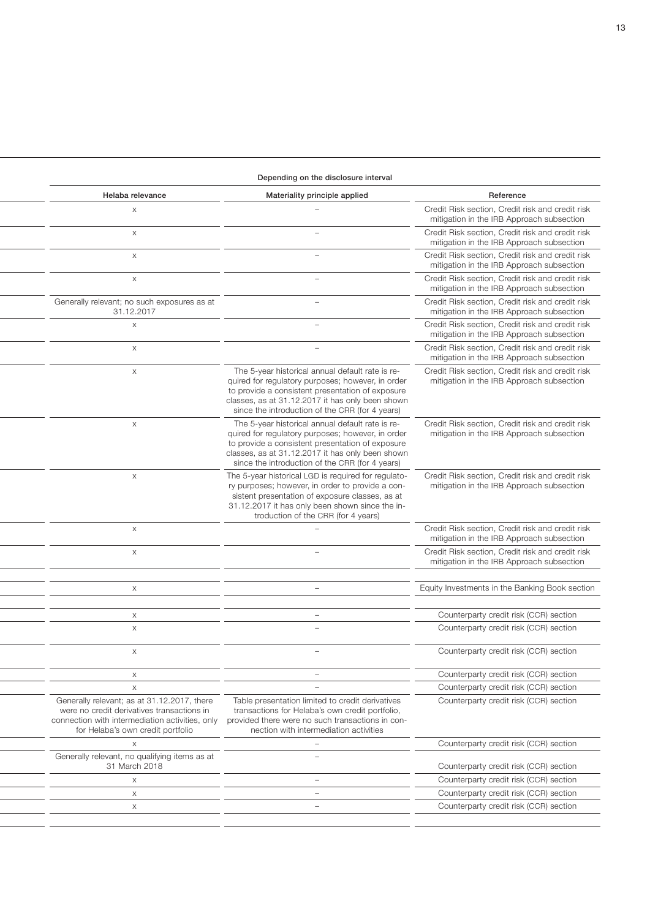| Depending on the disclosure interval | | |
|---|---|---|
| Helaba relevance | Materiality principle applied | Reference |
| x | – | Credit Risk section, Credit risk and credit risk mitigation in the IRB Approach subsection |
| x | – | Credit Risk section, Credit risk and credit risk mitigation in the IRB Approach subsection |
| x | – | Credit Risk section, Credit risk and credit risk mitigation in the IRB Approach subsection |
| x | – | Credit Risk section, Credit risk and credit risk mitigation in the IRB Approach subsection |
| Generally relevant; no such exposures as at 31.12.2017 | – | Credit Risk section, Credit risk and credit risk mitigation in the IRB Approach subsection |
| x | – | Credit Risk section, Credit risk and credit risk mitigation in the IRB Approach subsection |
| x | – | Credit Risk section, Credit risk and credit risk mitigation in the IRB Approach subsection |
| x | The 5-year historical annual default rate is required for regulatory purposes; however, in order to provide a consistent presentation of exposure classes, as at 31.12.2017 it has only been shown since the introduction of the CRR (for 4 years) | Credit Risk section, Credit risk and credit risk mitigation in the IRB Approach subsection |
| x | The 5-year historical annual default rate is required for regulatory purposes; however, in order to provide a consistent presentation of exposure classes, as at 31.12.2017 it has only been shown since the introduction of the CRR (for 4 years) | Credit Risk section, Credit risk and credit risk mitigation in the IRB Approach subsection |
| x | The 5-year historical LGD is required for regulatory purposes; however, in order to provide a consistent presentation of exposure classes, as at 31.12.2017 it has only been shown since the introduction of the CRR (for 4 years) | Credit Risk section, Credit risk and credit risk mitigation in the IRB Approach subsection |
| x | – | Credit Risk section, Credit risk and credit risk mitigation in the IRB Approach subsection |
| x | – | Credit Risk section, Credit risk and credit risk mitigation in the IRB Approach subsection |
| | | |
| x | – | Equity Investments in the Banking Book section |
| | | |
| x | – | Counterparty credit risk (CCR) section |
| x | – | Counterparty credit risk (CCR) section |
| x | – | Counterparty credit risk (CCR) section |
| x | – | Counterparty credit risk (CCR) section |
| x | – | Counterparty credit risk (CCR) section |
| Generally relevant; as at 31.12.2017, there were no credit derivatives transactions in connection with intermediation activities, only for Helaba's own credit portfolio | Table presentation limited to credit derivatives transactions for Helaba's own credit portfolio, provided there were no such transactions in connection with intermediation activities | Counterparty credit risk (CCR) section |
| x | – | Counterparty credit risk (CCR) section |
| Generally relevant, no qualifying items as at 31 March 2018 | – | Counterparty credit risk (CCR) section |
| x | – | Counterparty credit risk (CCR) section |
| x | – | Counterparty credit risk (CCR) section |
| x | – | Counterparty credit risk (CCR) section |
| | | |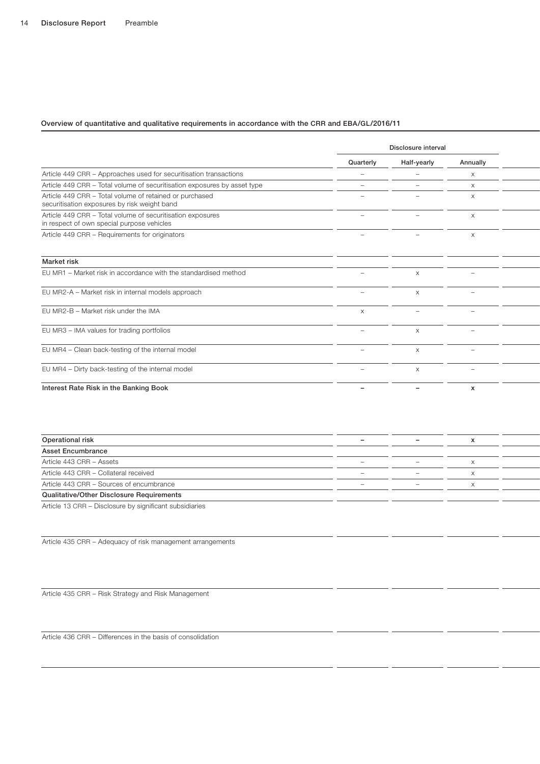**Overview of quantitative and qualitative requirements in accordance with the CRR and EBA/GL/2016/11**

| | Disclosure interval | | | |
|---|---|---|---|---|
| | Quarterly | Half-yearly | Annually | |
| Article 449 CRR – Approaches used for securitisation transactions | – | – | x | |
| Article 449 CRR – Total volume of securitisation exposures by asset type | – | – | x | |
| Article 449 CRR – Total volume of retained or purchased securitisation exposures by risk weight band | – | – | x | |
| Article 449 CRR – Total volume of securitisation exposures in respect of own special purpose vehicles | – | – | x | |
| Article 449 CRR – Requirements for originators | – | – | x | |
| **Market risk** | | | | |
| EU MR1 – Market risk in accordance with the standardised method | – | x | – | |
| EU MR2-A – Market risk in internal models approach | – | x | – | |
| EU MR2-B – Market risk under the IMA | x | – | – | |
| EU MR3 – IMA values for trading portfolios | – | x | – | |
| EU MR4 – Clean back-testing of the internal model | – | x | – | |
| EU MR4 – Dirty back-testing of the internal model | – | x | – | |
| **Interest Rate Risk in the Banking Book** | **–** | **–** | **x** | |
| **Operational risk** | **–** | **–** | **x** | |
| **Asset Encumbrance** | | | | |
| Article 443 CRR – Assets | – | – | x | |
| Article 443 CRR – Collateral received | – | – | x | |
| Article 443 CRR – Sources of encumbrance | – | – | x | |
| **Qualitative/Other Disclosure Requirements** | | | | |
| Article 13 CRR – Disclosure by significant subsidiaries | | | | |
| Article 435 CRR – Adequacy of risk management arrangements | | | | |
| Article 435 CRR – Risk Strategy and Risk Management | | | | |
| Article 436 CRR – Differences in the basis of consolidation | | | | |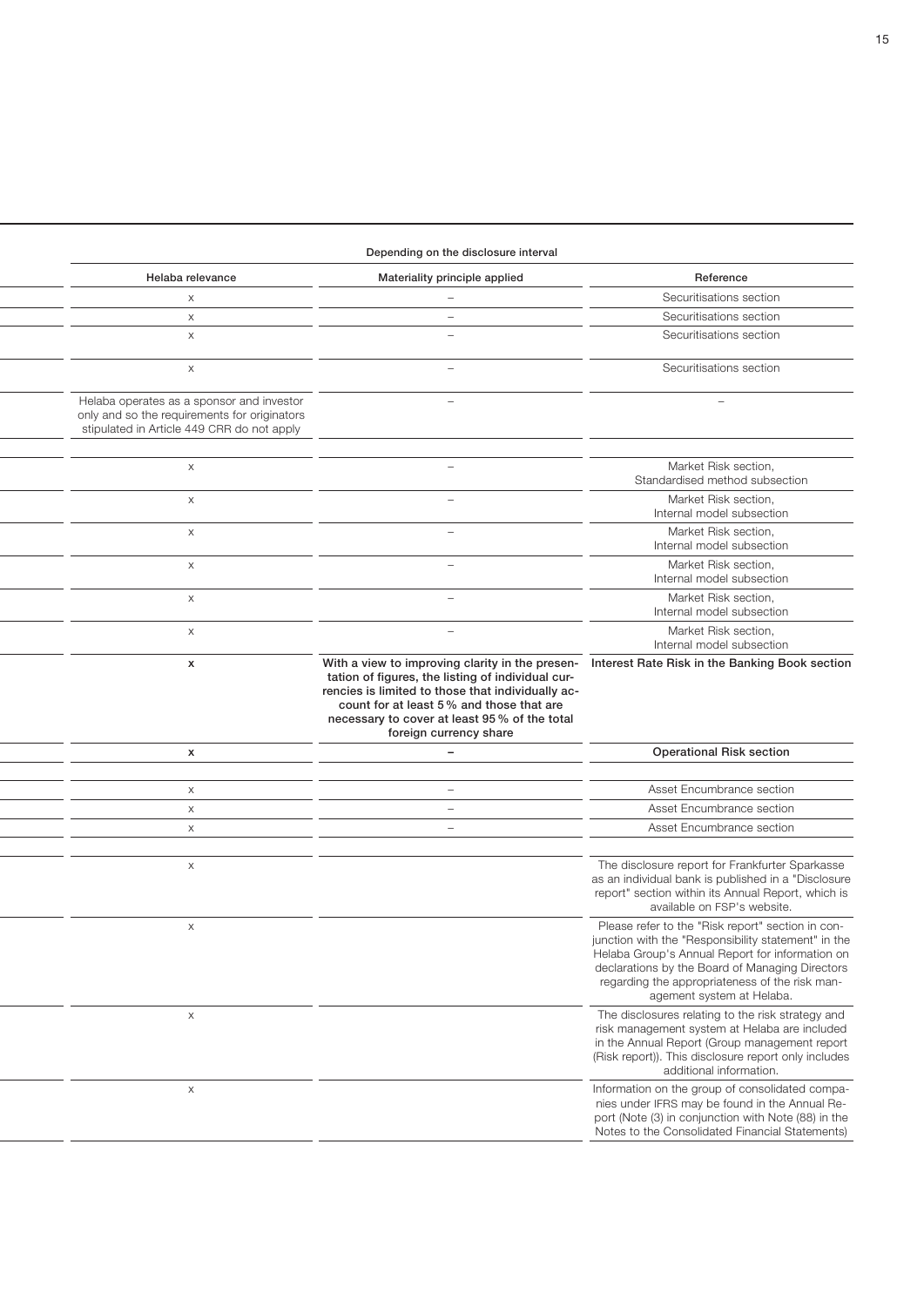| Depending on the disclosure interval | | |
|---|---|---|
| Helaba relevance | Materiality principle applied | Reference |
| x | – | Securitisations section |
| x | – | Securitisations section |
| x | – | Securitisations section |
| x | – | Securitisations section |
| Helaba operates as a sponsor and investor only and so the requirements for originators stipulated in Article 449 CRR do not apply | – | – |
| | | |
| x | – | Market Risk section, Standardised method subsection |
| x | – | Market Risk section, Internal model subsection |
| x | – | Market Risk section, Internal model subsection |
| x | – | Market Risk section, Internal model subsection |
| x | – | Market Risk section, Internal model subsection |
| x | – | Market Risk section, Internal model subsection |
| **x** | **With a view to improving clarity in the presentation of figures, the listing of individual currencies is limited to those that individually account for at least 5 % and those that are necessary to cover at least 95 % of the total foreign currency share** | **Interest Rate Risk in the Banking Book section** |
| **x** | **–** | **Operational Risk section** |
| | | |
| x | – | Asset Encumbrance section |
| x | – | Asset Encumbrance section |
| x | – | Asset Encumbrance section |
| | | |
| x | | The disclosure report for Frankfurter Sparkasse as an individual bank is published in a "Disclosure report" section within its Annual Report, which is available on FSP's website. |
| x | | Please refer to the "Risk report" section in conjunction with the "Responsibility statement" in the Helaba Group's Annual Report for information on declarations by the Board of Managing Directors regarding the appropriateness of the risk management system at Helaba. |
| x | | The disclosures relating to the risk strategy and risk management system at Helaba are included in the Annual Report (Group management report (Risk report)). This disclosure report only includes additional information. |
| x | | Information on the group of consolidated companies under IFRS may be found in the Annual Report (Note (3) in conjunction with Note (88) in the Notes to the Consolidated Financial Statements) |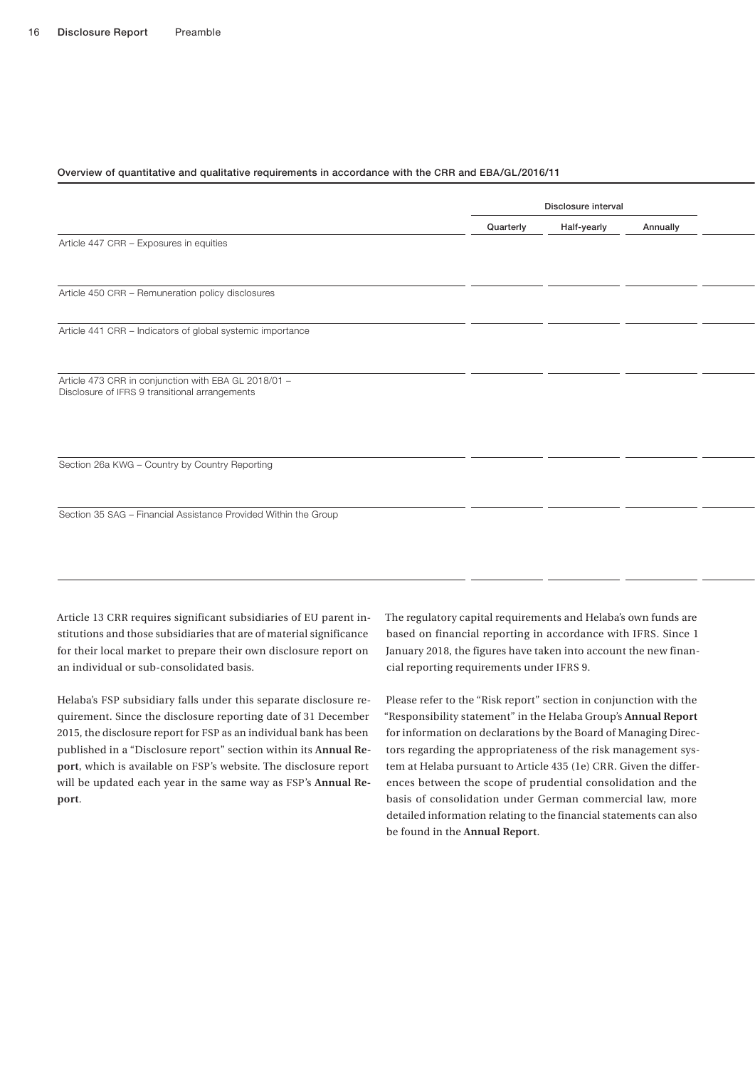**Overview of quantitative and qualitative requirements in accordance with the CRR and EBA/GL/2016/11**

| | Disclosure interval | | | |
|---|---|---|---|---|
| | Quarterly | Half-yearly | Annually | |
| Article 447 CRR – Exposures in equities | | | | |
| Article 450 CRR – Remuneration policy disclosures | | | | |
| Article 441 CRR – Indicators of global systemic importance | | | | |
| Article 473 CRR in conjunction with EBA GL 2018/01 – Disclosure of IFRS 9 transitional arrangements | | | | |
| Section 26a KWG – Country by Country Reporting | | | | |
| Section 35 SAG – Financial Assistance Provided Within the Group | | | | |

Article 13 CRR requires significant subsidiaries of EU parent institutions and those subsidiaries that are of material significance for their local market to prepare their own disclosure report on an individual or sub-consolidated basis.

Helaba's FSP subsidiary falls under this separate disclosure requirement. Since the disclosure reporting date of 31 December 2015, the disclosure report for FSP as an individual bank has been published in a "Disclosure report" section within its **Annual Report**, which is available on FSP's website. The disclosure report will be updated each year in the same way as FSP's **Annual Report**.

The regulatory capital requirements and Helaba's own funds are based on financial reporting in accordance with IFRS. Since 1 January 2018, the figures have taken into account the new financial reporting requirements under IFRS 9.

Please refer to the "Risk report" section in conjunction with the "Responsibility statement" in the Helaba Group's **Annual Report** for information on declarations by the Board of Managing Directors regarding the appropriateness of the risk management system at Helaba pursuant to Article 435 (1e) CRR. Given the differences between the scope of prudential consolidation and the basis of consolidation under German commercial law, more detailed information relating to the financial statements can also be found in the **Annual Report**.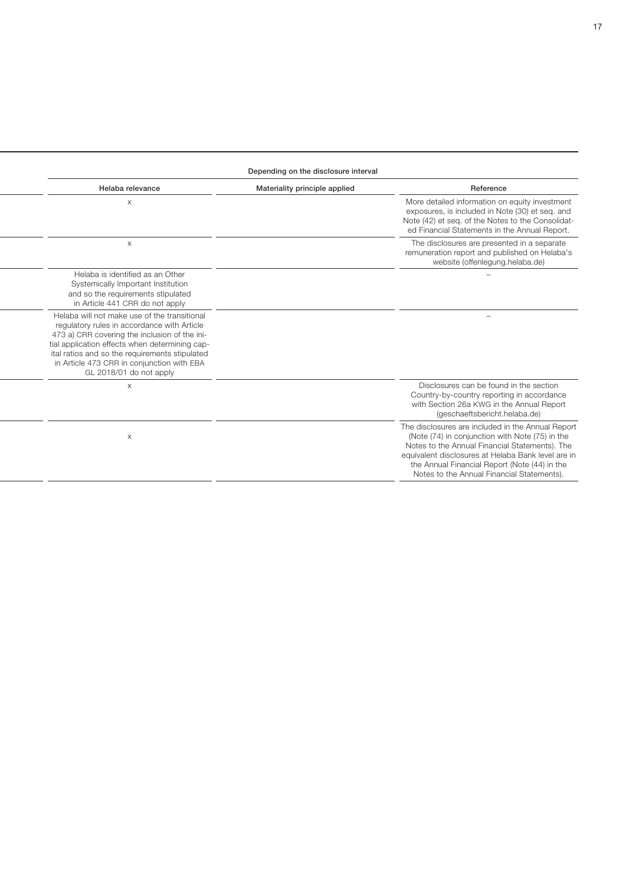| Depending on the disclosure interval | | |
|---|---|---|
| Helaba relevance | Materiality principle applied | Reference |
| x | | More detailed information on equity investment exposures, is included in Note (30) et seq. and Note (42) et seq. of the Notes to the Consolidated Financial Statements in the Annual Report. |
| x | | The disclosures are presented in a separate remuneration report and published on Helaba's website (offenlegung.helaba.de) |
| Helaba is identified as an Other Systemically Important Institution and so the requirements stipulated in Article 441 CRR do not apply | | – |
| Helaba will not make use of the transitional regulatory rules in accordance with Article 473 a) CRR covering the inclusion of the initial application effects when determining capital ratios and so the requirements stipulated in Article 473 CRR in conjunction with EBA GL 2018/01 do not apply | | – |
| x | | Disclosures can be found in the section Country-by-country reporting in accordance with Section 26a KWG in the Annual Report (geschaeftsbericht.helaba.de) |
| x | | The disclosures are included in the Annual Report (Note (74) in conjunction with Note (75) in the Notes to the Annual Financial Statements). The equivalent disclosures at Helaba Bank level are in the Annual Financial Report (Note (44) in the Notes to the Annual Financial Statements). |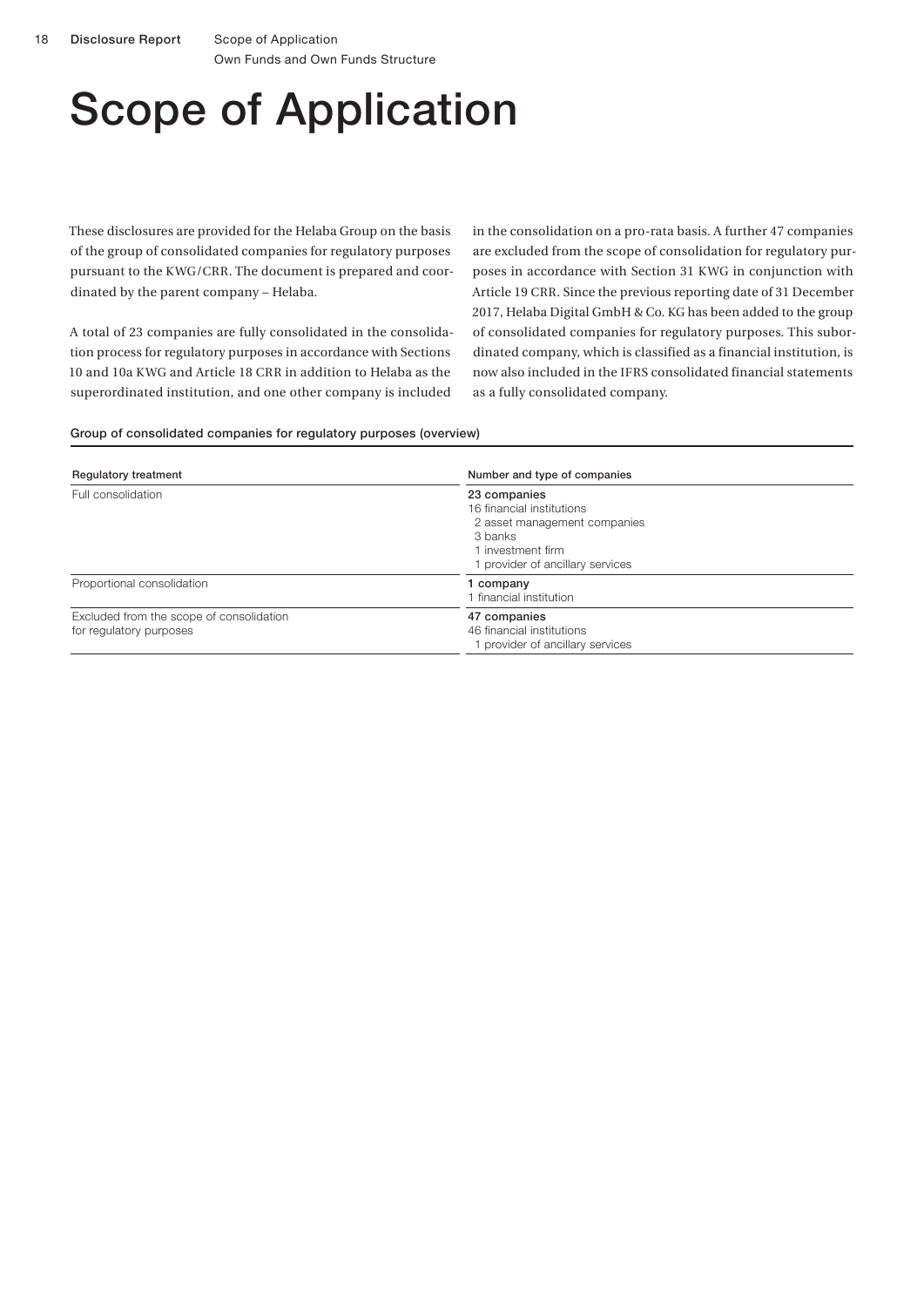# Scope of Application

These disclosures are provided for the Helaba Group on the basis of the group of consolidated companies for regulatory purposes pursuant to the KWG/CRR. The document is prepared and coordinated by the parent company – Helaba.

A total of 23 companies are fully consolidated in the consolidation process for regulatory purposes in accordance with Sections 10 and 10a KWG and Article 18 CRR in addition to Helaba as the superordinated institution, and one other company is included in the consolidation on a pro-rata basis. A further 47 companies are excluded from the scope of consolidation for regulatory purposes in accordance with Section 31 KWG in conjunction with Article 19 CRR. Since the previous reporting date of 31 December 2017, Helaba Digital GmbH & Co. KG has been added to the group of consolidated companies for regulatory purposes. This subordinated company, which is classified as a financial institution, is now also included in the IFRS consolidated financial statements as a fully consolidated company.

**Group of consolidated companies for regulatory purposes (overview)**

| Regulatory treatment | Number and type of companies |
|---|---|
| Full consolidation | **23 companies**<br>16 financial institutions<br>2 asset management companies<br>3 banks<br>1 investment firm<br>1 provider of ancillary services |
| Proportional consolidation | **1 company**<br>1 financial institution |
| Excluded from the scope of consolidation for regulatory purposes | **47 companies**<br>46 financial institutions<br>1 provider of ancillary services |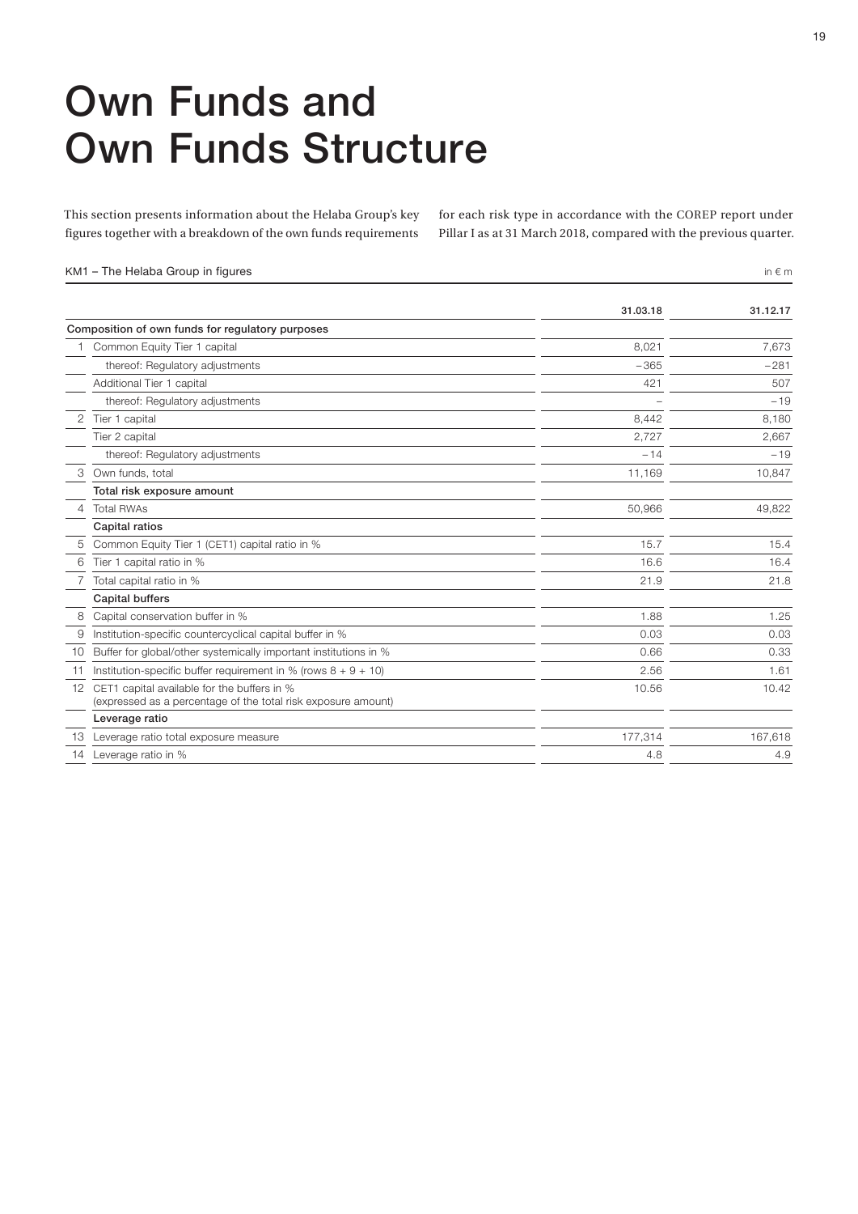# Own Funds and Own Funds Structure

This section presents information about the Helaba Group's key figures together with a breakdown of the own funds requirements for each risk type in accordance with the COREP report under Pillar I as at 31 March 2018, compared with the previous quarter.

KM1 – The Helaba Group in figures

in € m

| | | 31.03.18 | 31.12.17 |
|---|---|---|---|
| | **Composition of own funds for regulatory purposes** | | |
| 1 | Common Equity Tier 1 capital | 8,021 | 7,673 |
| | thereof: Regulatory adjustments | −365 | −281 |
| | Additional Tier 1 capital | 421 | 507 |
| | thereof: Regulatory adjustments | – | −19 |
| 2 | Tier 1 capital | 8,442 | 8,180 |
| | Tier 2 capital | 2,727 | 2,667 |
| | thereof: Regulatory adjustments | −14 | −19 |
| 3 | Own funds, total | 11,169 | 10,847 |
| | **Total risk exposure amount** | | |
| 4 | Total RWAs | 50,966 | 49,822 |
| | **Capital ratios** | | |
| 5 | Common Equity Tier 1 (CET1) capital ratio in % | 15.7 | 15.4 |
| 6 | Tier 1 capital ratio in % | 16.6 | 16.4 |
| 7 | Total capital ratio in % | 21.9 | 21.8 |
| | **Capital buffers** | | |
| 8 | Capital conservation buffer in % | 1.88 | 1.25 |
| 9 | Institution-specific countercyclical capital buffer in % | 0.03 | 0.03 |
| 10 | Buffer for global/other systemically important institutions in % | 0.66 | 0.33 |
| 11 | Institution-specific buffer requirement in % (rows 8 + 9 + 10) | 2.56 | 1.61 |
| 12 | CET1 capital available for the buffers in % (expressed as a percentage of the total risk exposure amount) | 10.56 | 10.42 |
| | **Leverage ratio** | | |
| 13 | Leverage ratio total exposure measure | 177,314 | 167,618 |
| 14 | Leverage ratio in % | 4.8 | 4.9 |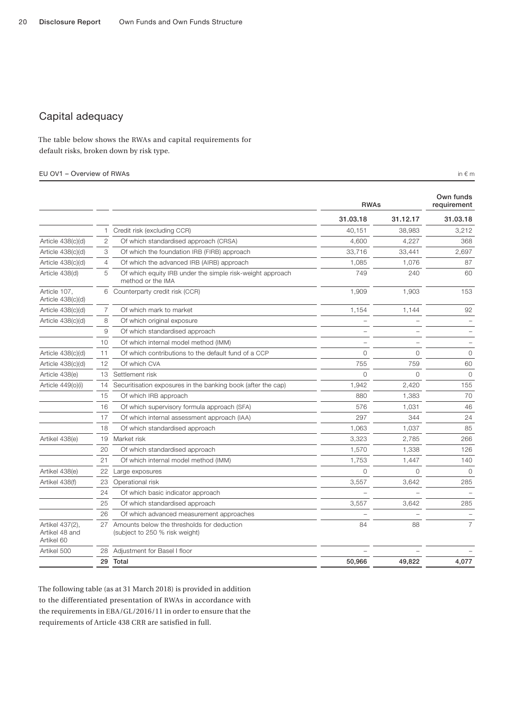## Capital adequacy

The table below shows the RWAs and capital requirements for default risks, broken down by risk type.

EU OV1 – Overview of RWAs

in € m

| | | | RWAs | | Own funds requirement |
|---|---|---|---|---|---|
| | | | 31.03.18 | 31.12.17 | 31.03.18 |
| | 1 | Credit risk (excluding CCR) | 40,151 | 38,983 | 3,212 |
| Article 438(c)(d) | 2 | Of which standardised approach (CRSA) | 4,600 | 4,227 | 368 |
| Article 438(c)(d) | 3 | Of which the foundation IRB (FIRB) approach | 33,716 | 33,441 | 2,697 |
| Article 438(c)(d) | 4 | Of which the advanced IRB (AIRB) approach | 1,085 | 1,076 | 87 |
| Article 438(d) | 5 | Of which equity IRB under the simple risk-weight approach method or the IMA | 749 | 240 | 60 |
| Article 107, Article 438(c)(d) | 6 | Counterparty credit risk (CCR) | 1,909 | 1,903 | 153 |
| Article 438(c)(d) | 7 | Of which mark to market | 1,154 | 1,144 | 92 |
| Article 438(c)(d) | 8 | Of which original exposure | – | – | – |
| | 9 | Of which standardised approach | – | – | – |
| | 10 | Of which internal model method (IMM) | – | – | – |
| Article 438(c)(d) | 11 | Of which contributions to the default fund of a CCP | 0 | 0 | 0 |
| Article 438(c)(d) | 12 | Of which CVA | 755 | 759 | 60 |
| Article 438(e) | 13 | Settlement risk | 0 | 0 | 0 |
| Article 449(o)(i) | 14 | Securitisation exposures in the banking book (after the cap) | 1,942 | 2,420 | 155 |
| | 15 | Of which IRB approach | 880 | 1,383 | 70 |
| | 16 | Of which supervisory formula approach (SFA) | 576 | 1,031 | 46 |
| | 17 | Of which internal assessment approach (IAA) | 297 | 344 | 24 |
| | 18 | Of which standardised approach | 1,063 | 1,037 | 85 |
| Artikel 438(e) | 19 | Market risk | 3,323 | 2,785 | 266 |
| | 20 | Of which standardised approach | 1,570 | 1,338 | 126 |
| | 21 | Of which internal model method (IMM) | 1,753 | 1,447 | 140 |
| Artikel 438(e) | 22 | Large exposures | 0 | 0 | 0 |
| Artikel 438(f) | 23 | Operational risk | 3,557 | 3,642 | 285 |
| | 24 | Of which basic indicator approach | – | – | – |
| | 25 | Of which standardised approach | 3,557 | 3,642 | 285 |
| | 26 | Of which advanced measurement approaches | – | – | – |
| Artikel 437(2), Artikel 48 and Artikel 60 | 27 | Amounts below the thresholds for deduction (subject to 250 % risk weight) | 84 | 88 | 7 |
| Artikel 500 | 28 | Adjustment for Basel I floor | – | – | – |
| | 29 | **Total** | **50,966** | **49,822** | **4,077** |

The following table (as at 31 March 2018) is provided in addition to the differentiated presentation of RWAs in accordance with the requirements in EBA/GL/2016/11 in order to ensure that the requirements of Article 438 CRR are satisfied in full.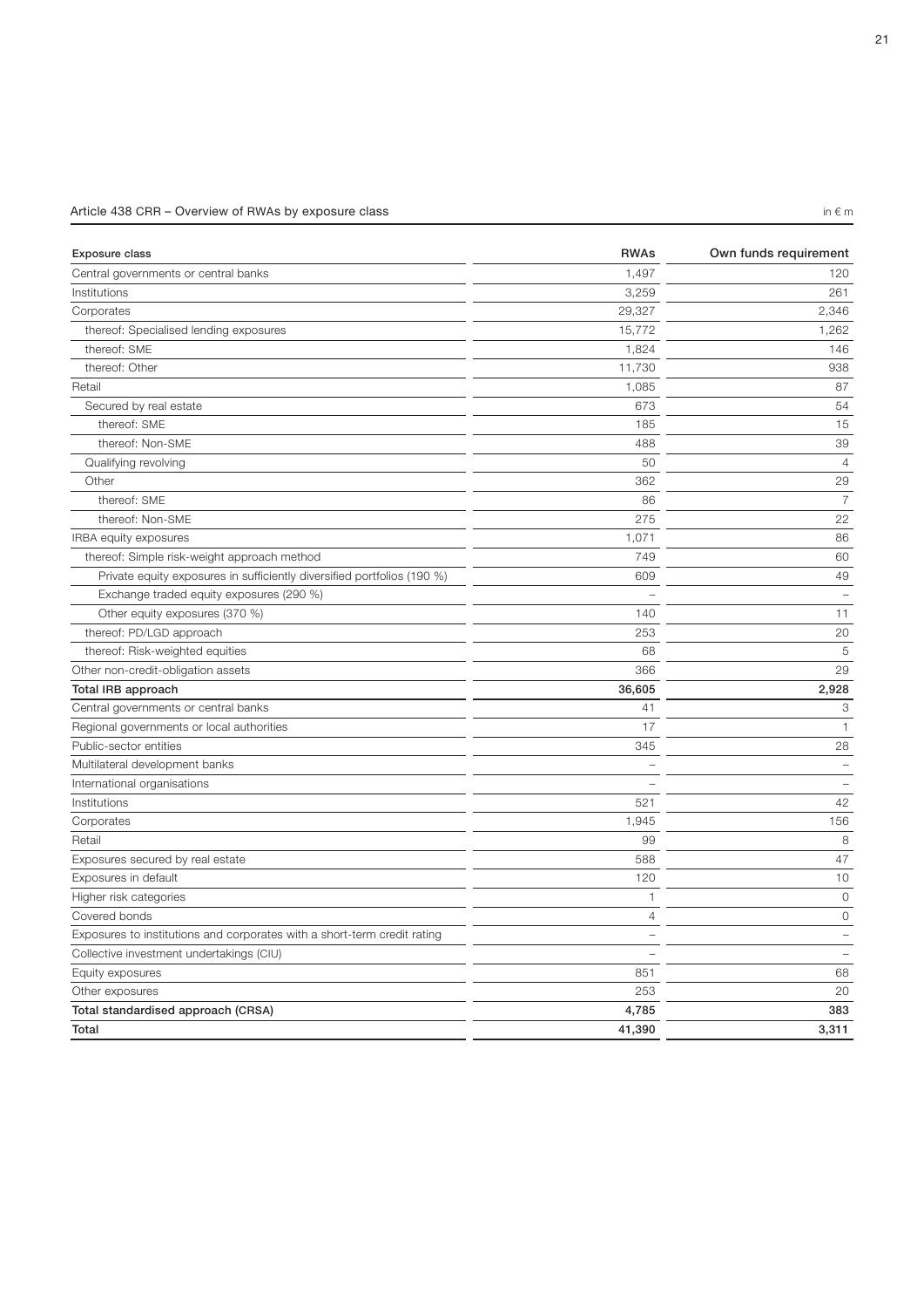Article 438 CRR – Overview of RWAs by exposure class

in € m

| Exposure class | RWAs | Own funds requirement |
|---|---|---|
| Central governments or central banks | 1,497 | 120 |
| Institutions | 3,259 | 261 |
| Corporates | 29,327 | 2,346 |
| thereof: Specialised lending exposures | 15,772 | 1,262 |
| thereof: SME | 1,824 | 146 |
| thereof: Other | 11,730 | 938 |
| Retail | 1,085 | 87 |
| Secured by real estate | 673 | 54 |
| thereof: SME | 185 | 15 |
| thereof: Non-SME | 488 | 39 |
| Qualifying revolving | 50 | 4 |
| Other | 362 | 29 |
| thereof: SME | 86 | 7 |
| thereof: Non-SME | 275 | 22 |
| IRBA equity exposures | 1,071 | 86 |
| thereof: Simple risk-weight approach method | 749 | 60 |
| Private equity exposures in sufficiently diversified portfolios (190 %) | 609 | 49 |
| Exchange traded equity exposures (290 %) | – | – |
| Other equity exposures (370 %) | 140 | 11 |
| thereof: PD/LGD approach | 253 | 20 |
| thereof: Risk-weighted equities | 68 | 5 |
| Other non-credit-obligation assets | 366 | 29 |
| **Total IRB approach** | **36,605** | **2,928** |
| Central governments or central banks | 41 | 3 |
| Regional governments or local authorities | 17 | 1 |
| Public-sector entities | 345 | 28 |
| Multilateral development banks | – | – |
| International organisations | – | – |
| Institutions | 521 | 42 |
| Corporates | 1,945 | 156 |
| Retail | 99 | 8 |
| Exposures secured by real estate | 588 | 47 |
| Exposures in default | 120 | 10 |
| Higher risk categories | 1 | 0 |
| Covered bonds | 4 | 0 |
| Exposures to institutions and corporates with a short-term credit rating | – | – |
| Collective investment undertakings (CIU) | – | – |
| Equity exposures | 851 | 68 |
| Other exposures | 253 | 20 |
| **Total standardised approach (CRSA)** | **4,785** | **383** |
| **Total** | **41,390** | **3,311** |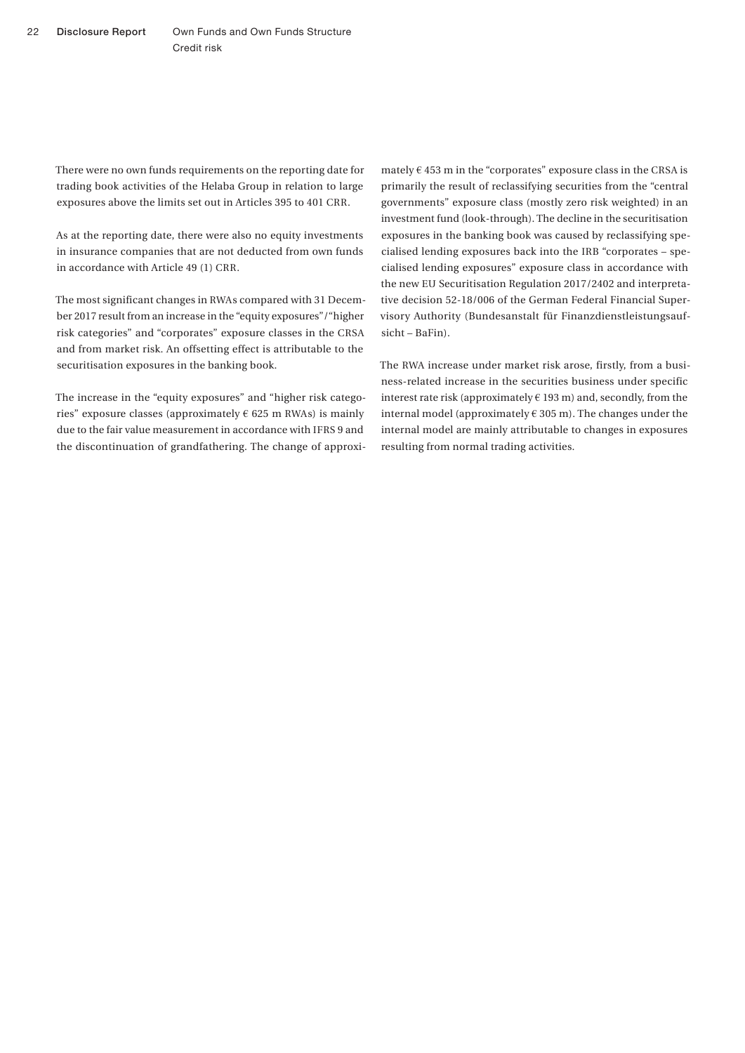There were no own funds requirements on the reporting date for trading book activities of the Helaba Group in relation to large exposures above the limits set out in Articles 395 to 401 CRR.

As at the reporting date, there were also no equity investments in insurance companies that are not deducted from own funds in accordance with Article 49 (1) CRR.

The most significant changes in RWAs compared with 31 December 2017 result from an increase in the "equity exposures"/"higher risk categories" and "corporates" exposure classes in the CRSA and from market risk. An offsetting effect is attributable to the securitisation exposures in the banking book.

The increase in the "equity exposures" and "higher risk categories" exposure classes (approximately € 625 m RWAs) is mainly due to the fair value measurement in accordance with IFRS 9 and the discontinuation of grandfathering. The change of approximately € 453 m in the "corporates" exposure class in the CRSA is primarily the result of reclassifying securities from the "central governments" exposure class (mostly zero risk weighted) in an investment fund (look-through). The decline in the securitisation exposures in the banking book was caused by reclassifying specialised lending exposures back into the IRB "corporates – specialised lending exposures" exposure class in accordance with the new EU Securitisation Regulation 2017/2402 and interpretative decision 52-18/006 of the German Federal Financial Supervisory Authority (Bundesanstalt für Finanzdienstleistungsaufsicht – BaFin).

The RWA increase under market risk arose, firstly, from a business-related increase in the securities business under specific interest rate risk (approximately € 193 m) and, secondly, from the internal model (approximately € 305 m). The changes under the internal model are mainly attributable to changes in exposures resulting from normal trading activities.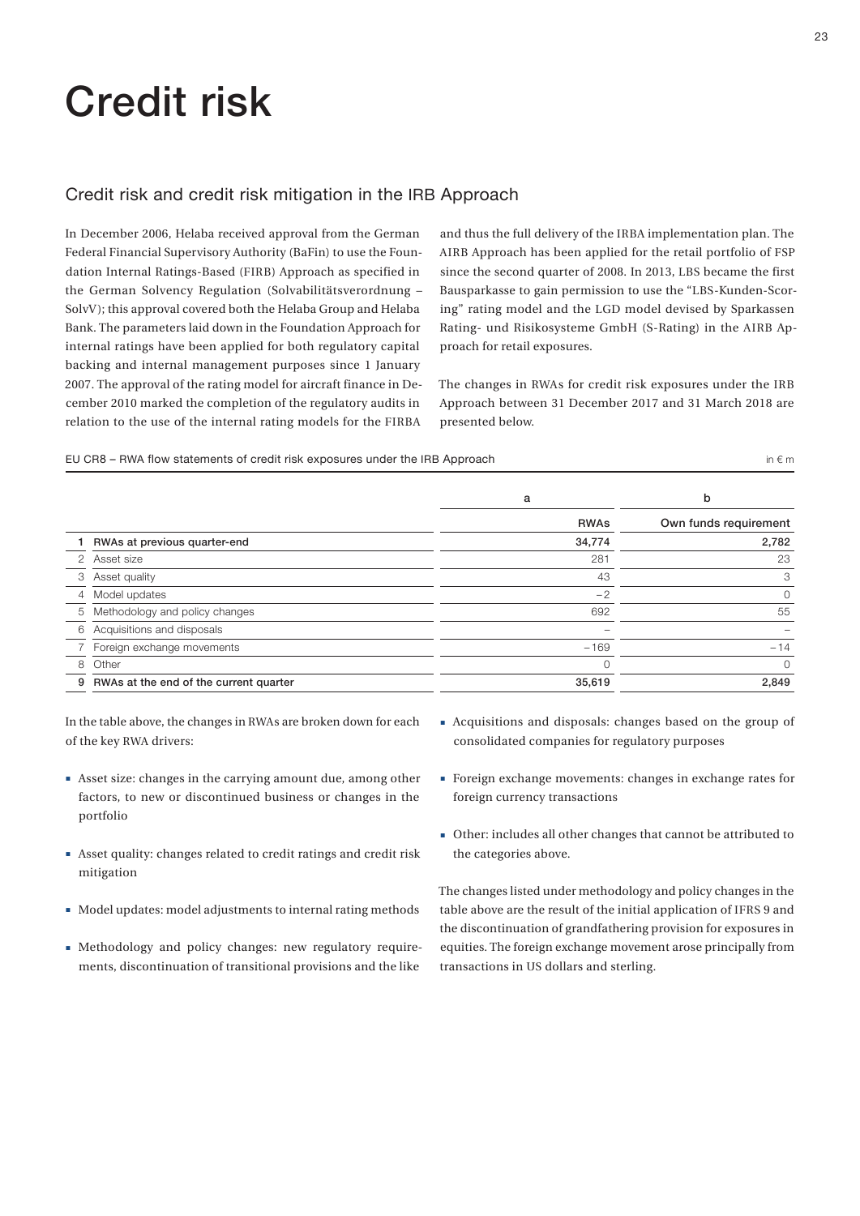# Credit risk

## Credit risk and credit risk mitigation in the IRB Approach

In December 2006, Helaba received approval from the German Federal Financial Supervisory Authority (BaFin) to use the Foundation Internal Ratings-Based (FIRB) Approach as specified in the German Solvency Regulation (Solvabilitätsverordnung – SolvV); this approval covered both the Helaba Group and Helaba Bank. The parameters laid down in the Foundation Approach for internal ratings have been applied for both regulatory capital backing and internal management purposes since 1 January 2007. The approval of the rating model for aircraft finance in December 2010 marked the completion of the regulatory audits in relation to the use of the internal rating models for the FIRBA and thus the full delivery of the IRBA implementation plan. The AIRB Approach has been applied for the retail portfolio of FSP since the second quarter of 2008. In 2013, LBS became the first Bausparkasse to gain permission to use the "LBS-Kunden-Scoring" rating model and the LGD model devised by Sparkassen Rating- und Risikosysteme GmbH (S-Rating) in the AIRB Approach for retail exposures.

The changes in RWAs for credit risk exposures under the IRB Approach between 31 December 2017 and 31 March 2018 are presented below.

EU CR8 – RWA flow statements of credit risk exposures under the IRB Approach

in € m

| | | a | b |
|---|---|---|---|
| | | RWAs | Own funds requirement |
| 1 | RWAs at previous quarter-end | 34,774 | 2,782 |
| 2 | Asset size | 281 | 23 |
| 3 | Asset quality | 43 | 3 |
| 4 | Model updates | −2 | 0 |
| 5 | Methodology and policy changes | 692 | 55 |
| 6 | Acquisitions and disposals | – | – |
| 7 | Foreign exchange movements | −169 | −14 |
| 8 | Other | 0 | 0 |
| 9 | RWAs at the end of the current quarter | 35,619 | 2,849 |

In the table above, the changes in RWAs are broken down for each of the key RWA drivers:

- Asset size: changes in the carrying amount due, among other factors, to new or discontinued business or changes in the portfolio
- Asset quality: changes related to credit ratings and credit risk mitigation
- Model updates: model adjustments to internal rating methods
- Methodology and policy changes: new regulatory requirements, discontinuation of transitional provisions and the like
- Acquisitions and disposals: changes based on the group of consolidated companies for regulatory purposes
- Foreign exchange movements: changes in exchange rates for foreign currency transactions
- Other: includes all other changes that cannot be attributed to the categories above.

The changes listed under methodology and policy changes in the table above are the result of the initial application of IFRS 9 and the discontinuation of grandfathering provision for exposures in equities. The foreign exchange movement arose principally from transactions in US dollars and sterling.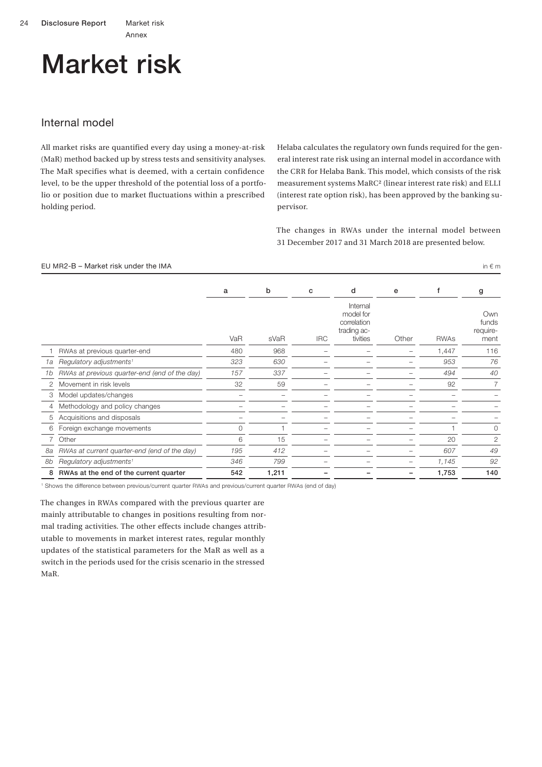# Market risk

## Internal model

All market risks are quantified every day using a money-at-risk (MaR) method backed up by stress tests and sensitivity analyses. The MaR specifies what is deemed, with a certain confidence level, to be the upper threshold of the potential loss of a portfolio or position due to market fluctuations within a prescribed holding period.

Helaba calculates the regulatory own funds required for the general interest rate risk using an internal model in accordance with the CRR for Helaba Bank. This model, which consists of the risk measurement systems MaRC² (linear interest rate risk) and ELLI (interest rate option risk), has been approved by the banking supervisor.

The changes in RWAs under the internal model between 31 December 2017 and 31 March 2018 are presented below.

EU MR2-B – Market risk under the IMA

in € m

| | | a | b | c | d | e | f | g |
|---|---|---|---|---|---|---|---|---|
| | | VaR | sVaR | IRC | Internal model for correlation trading activities | Other | RWAs | Own funds requirement |
| 1 | RWAs at previous quarter-end | 480 | 968 | – | – | – | 1,447 | 116 |
| *1a* | *Regulatory adjustments[1]* | *323* | *630* | – | – | – | *953* | *76* |
| *1b* | *RWAs at previous quarter-end (end of the day)* | *157* | *337* | – | – | – | *494* | *40* |
| 2 | Movement in risk levels | 32 | 59 | – | – | – | 92 | 7 |
| 3 | Model updates/changes | – | – | – | – | – | – | – |
| 4 | Methodology and policy changes | – | – | – | – | – | – | – |
| 5 | Acquisitions and disposals | – | – | – | – | – | – | – |
| 6 | Foreign exchange movements | 0 | 1 | – | – | – | 1 | 0 |
| 7 | Other | 6 | 15 | – | – | – | 20 | 2 |
| *8a* | *RWAs at current quarter-end (end of the day)* | *195* | *412* | – | – | – | *607* | *49* |
| *8b* | *Regulatory adjustments[1]* | *346* | *799* | – | – | – | *1,145* | *92* |
| **8** | **RWAs at the end of the current quarter** | **542** | **1,211** | **–** | **–** | **–** | **1,753** | **140** |

[1] Shows the difference between previous/current quarter RWAs and previous/current quarter RWAs (end of day)

The changes in RWAs compared with the previous quarter are mainly attributable to changes in positions resulting from normal trading activities. The other effects include changes attributable to movements in market interest rates, regular monthly updates of the statistical parameters for the MaR as well as a switch in the periods used for the crisis scenario in the stressed MaR.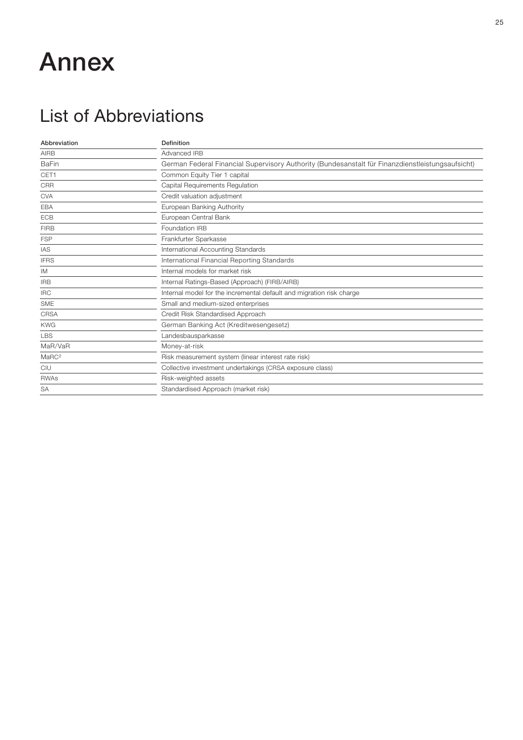# Annex

## List of Abbreviations

| Abbreviation | Definition |
| --- | --- |
| AIRB | Advanced IRB |
| BaFin | German Federal Financial Supervisory Authority (Bundesanstalt für Finanzdienstleistungsaufsicht) |
| CET1 | Common Equity Tier 1 capital |
| CRR | Capital Requirements Regulation |
| CVA | Credit valuation adjustment |
| EBA | European Banking Authority |
| ECB | European Central Bank |
| FIRB | Foundation IRB |
| FSP | Frankfurter Sparkasse |
| IAS | International Accounting Standards |
| IFRS | International Financial Reporting Standards |
| IM | Internal models for market risk |
| IRB | Internal Ratings-Based (Approach) (FIRB/AIRB) |
| IRC | Internal model for the incremental default and migration risk charge |
| SME | Small and medium-sized enterprises |
| CRSA | Credit Risk Standardised Approach |
| KWG | German Banking Act (Kreditwesengesetz) |
| LBS | Landesbausparkasse |
| MaR/VaR | Money-at-risk |
| $MaRC^2$ | Risk measurement system (linear interest rate risk) |
| CIU | Collective investment undertakings (CRSA exposure class) |
| RWAs | Risk-weighted assets |
| SA | Standardised Approach (market risk) |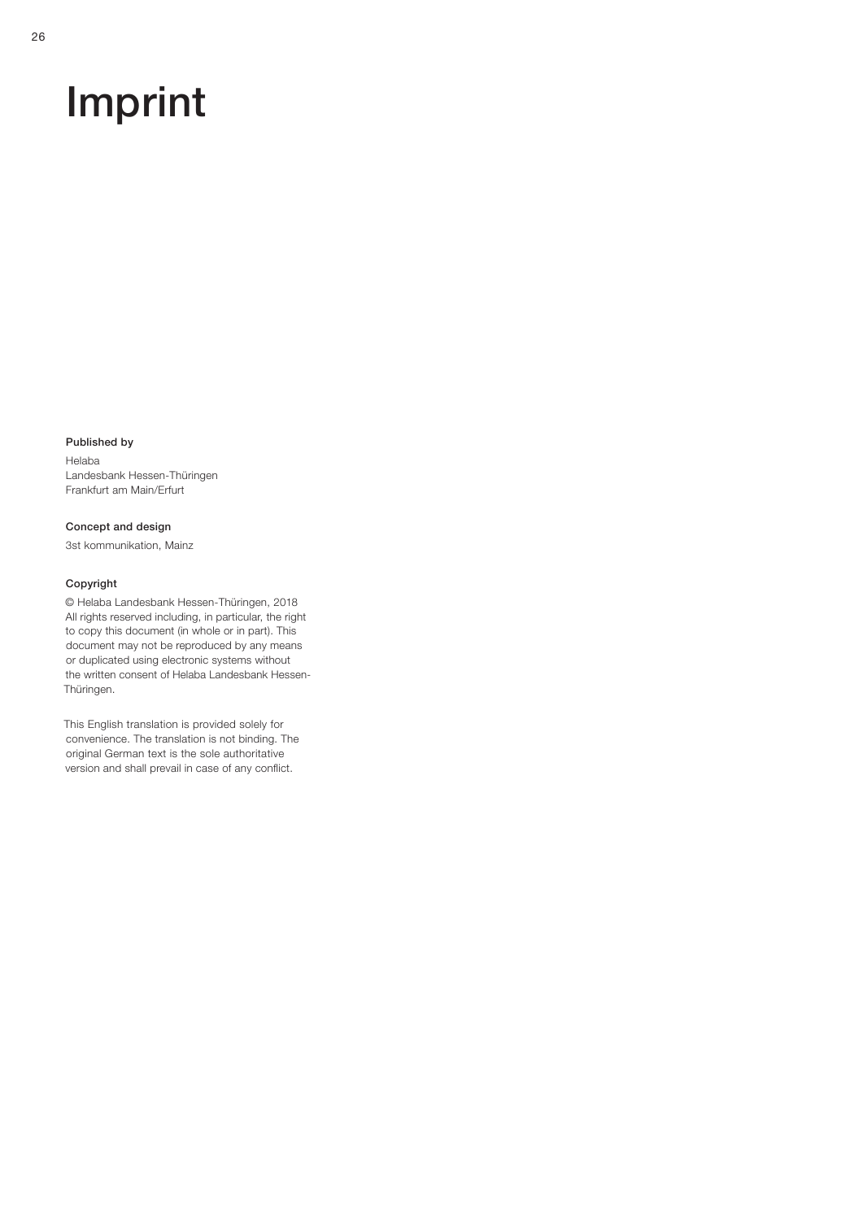# Imprint

**Published by**

Helaba
Landesbank Hessen-Thüringen
Frankfurt am Main/Erfurt

**Concept and design**

3st kommunikation, Mainz

**Copyright**

© Helaba Landesbank Hessen-Thüringen, 2018
All rights reserved including, in particular, the right to copy this document (in whole or in part). This document may not be reproduced by any means or duplicated using electronic systems without the written consent of Helaba Landesbank Hessen-Thüringen.

This English translation is provided solely for convenience. The translation is not binding. The original German text is the sole authoritative version and shall prevail in case of any conflict.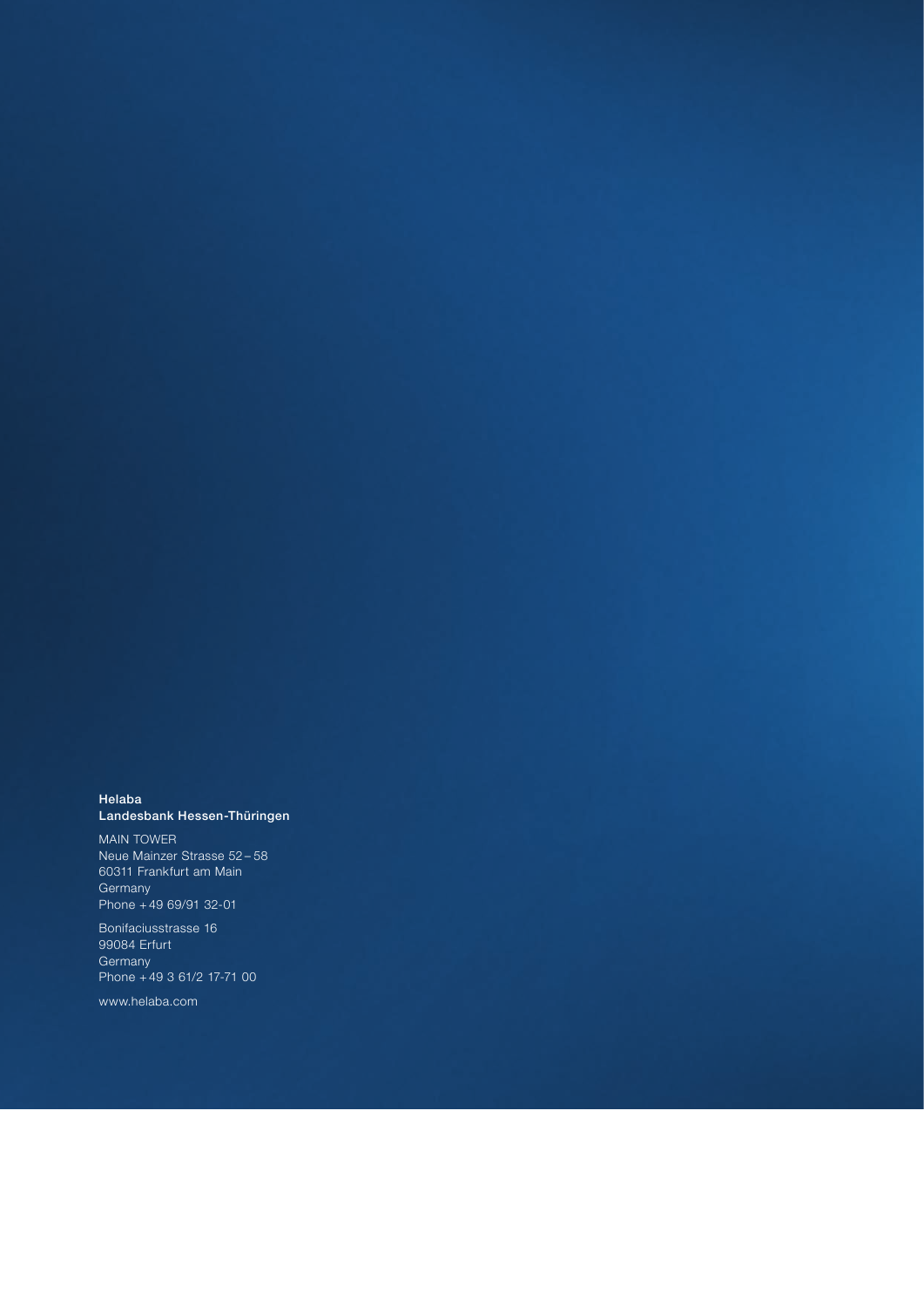**Helaba**
**Landesbank Hessen-Thüringen**

MAIN TOWER
Neue Mainzer Strasse 52 – 58
60311 Frankfurt am Main
Germany
Phone + 49 69/91 32-01

Bonifaciusstrasse 16
99084 Erfurt
Germany
Phone + 49 3 61/2 17-71 00

www.helaba.com